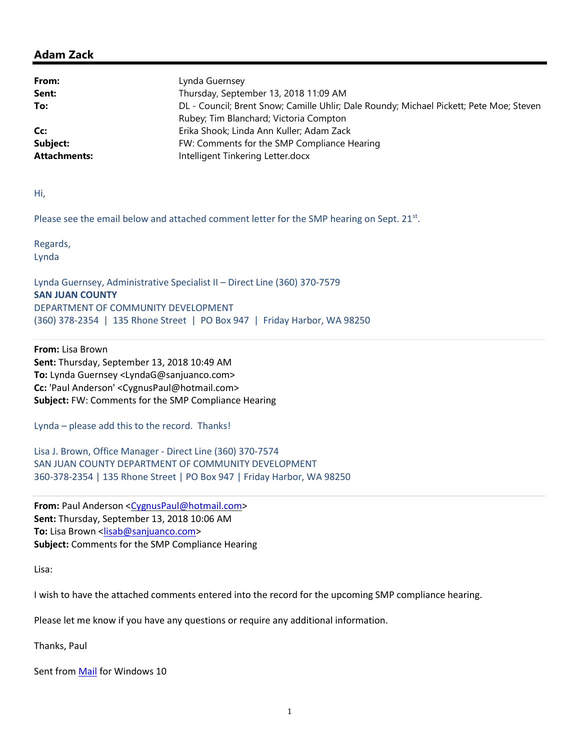## Adam Zack

**From:** Lynda Guernsey
**Sent:** Thursday, September 13, 2018 11:09 AM
**To:** DL - Council; Brent Snow; Camille Uhlir; Dale Roundy; Michael Pickett; Pete Moe; Steven Rubey; Tim Blanchard; Victoria Compton
**Cc:** Erika Shook; Linda Ann Kuller; Adam Zack
**Subject:** FW: Comments for the SMP Compliance Hearing
**Attachments:** Intelligent Tinkering Letter.docx

Hi,

Please see the email below and attached comment letter for the SMP hearing on Sept. 21st.

Regards,
Lynda

Lynda Guernsey, Administrative Specialist II – Direct Line (360) 370-7579
**SAN JUAN COUNTY**
DEPARTMENT OF COMMUNITY DEVELOPMENT
(360) 378-2354 | 135 Rhone Street | PO Box 947 | Friday Harbor, WA 98250

**From:** Lisa Brown
**Sent:** Thursday, September 13, 2018 10:49 AM
**To:** Lynda Guernsey <LyndaG@sanjuanco.com>
**Cc:** 'Paul Anderson' <CygnusPaul@hotmail.com>
**Subject:** FW: Comments for the SMP Compliance Hearing

Lynda – please add this to the record. Thanks!

Lisa J. Brown, Office Manager - Direct Line (360) 370-7574
SAN JUAN COUNTY DEPARTMENT OF COMMUNITY DEVELOPMENT
360-378-2354 | 135 Rhone Street | PO Box 947 | Friday Harbor, WA 98250

**From:** Paul Anderson <CygnusPaul@hotmail.com>
**Sent:** Thursday, September 13, 2018 10:06 AM
**To:** Lisa Brown <lisab@sanjuanco.com>
**Subject:** Comments for the SMP Compliance Hearing

Lisa:

I wish to have the attached comments entered into the record for the upcoming SMP compliance hearing.

Please let me know if you have any questions or require any additional information.

Thanks, Paul

Sent from Mail for Windows 10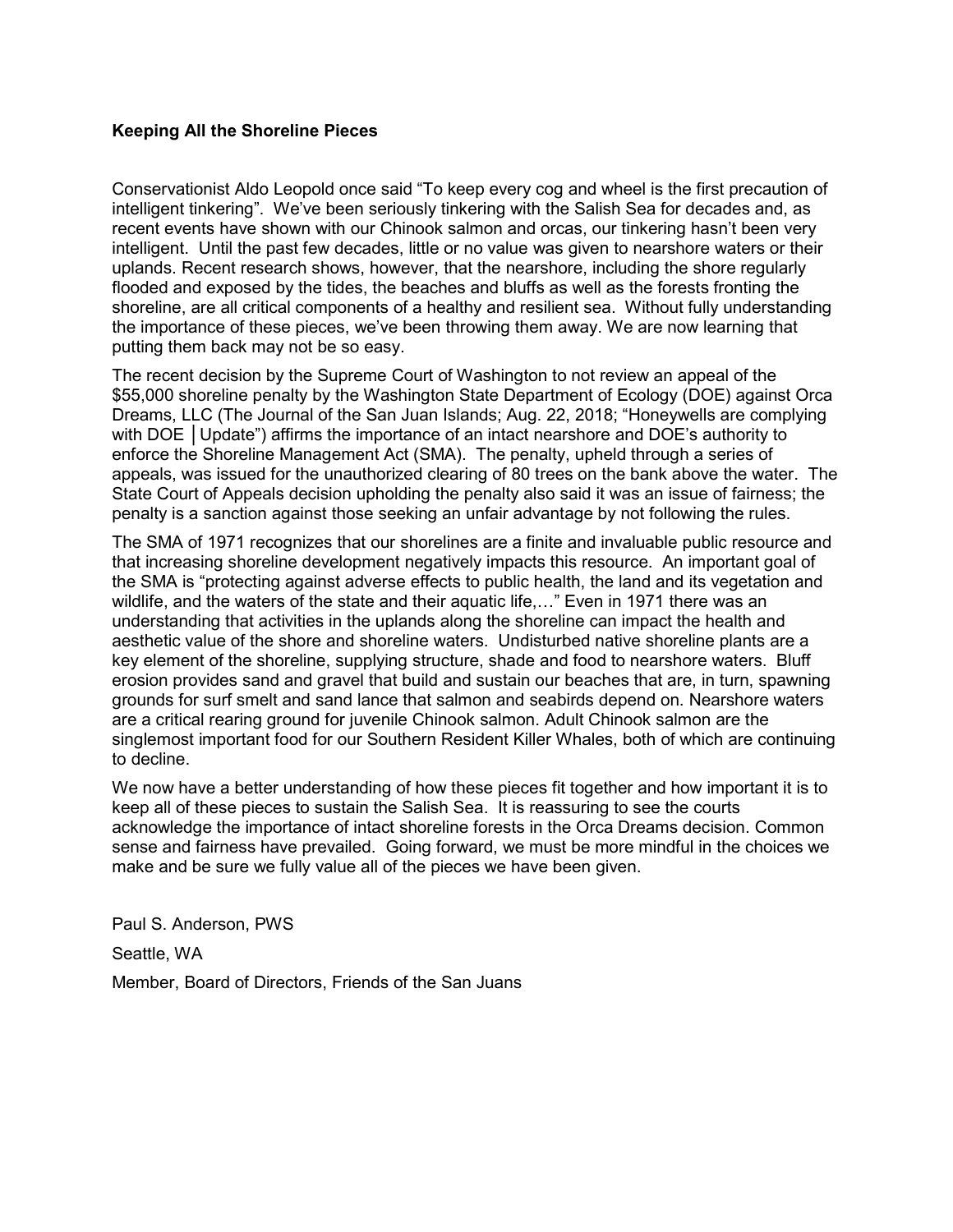**Keeping All the Shoreline Pieces**

Conservationist Aldo Leopold once said “To keep every cog and wheel is the first precaution of intelligent tinkering”. We’ve been seriously tinkering with the Salish Sea for decades and, as recent events have shown with our Chinook salmon and orcas, our tinkering hasn’t been very intelligent. Until the past few decades, little or no value was given to nearshore waters or their uplands. Recent research shows, however, that the nearshore, including the shore regularly flooded and exposed by the tides, the beaches and bluffs as well as the forests fronting the shoreline, are all critical components of a healthy and resilient sea. Without fully understanding the importance of these pieces, we’ve been throwing them away. We are now learning that putting them back may not be so easy.

The recent decision by the Supreme Court of Washington to not review an appeal of the $55,000 shoreline penalty by the Washington State Department of Ecology (DOE) against Orca Dreams, LLC (The Journal of the San Juan Islands; Aug. 22, 2018; “Honeywells are complying with DOE │Update”) affirms the importance of an intact nearshore and DOE’s authority to enforce the Shoreline Management Act (SMA). The penalty, upheld through a series of appeals, was issued for the unauthorized clearing of 80 trees on the bank above the water. The State Court of Appeals decision upholding the penalty also said it was an issue of fairness; the penalty is a sanction against those seeking an unfair advantage by not following the rules.

The SMA of 1971 recognizes that our shorelines are a finite and invaluable public resource and that increasing shoreline development negatively impacts this resource. An important goal of the SMA is “protecting against adverse effects to public health, the land and its vegetation and wildlife, and the waters of the state and their aquatic life,…” Even in 1971 there was an understanding that activities in the uplands along the shoreline can impact the health and aesthetic value of the shore and shoreline waters. Undisturbed native shoreline plants are a key element of the shoreline, supplying structure, shade and food to nearshore waters. Bluff erosion provides sand and gravel that build and sustain our beaches that are, in turn, spawning grounds for surf smelt and sand lance that salmon and seabirds depend on. Nearshore waters are a critical rearing ground for juvenile Chinook salmon. Adult Chinook salmon are the singlemost important food for our Southern Resident Killer Whales, both of which are continuing to decline.

We now have a better understanding of how these pieces fit together and how important it is to keep all of these pieces to sustain the Salish Sea. It is reassuring to see the courts acknowledge the importance of intact shoreline forests in the Orca Dreams decision. Common sense and fairness have prevailed. Going forward, we must be more mindful in the choices we make and be sure we fully value all of the pieces we have been given.

Paul S. Anderson, PWS

Seattle, WA

Member, Board of Directors, Friends of the San Juans